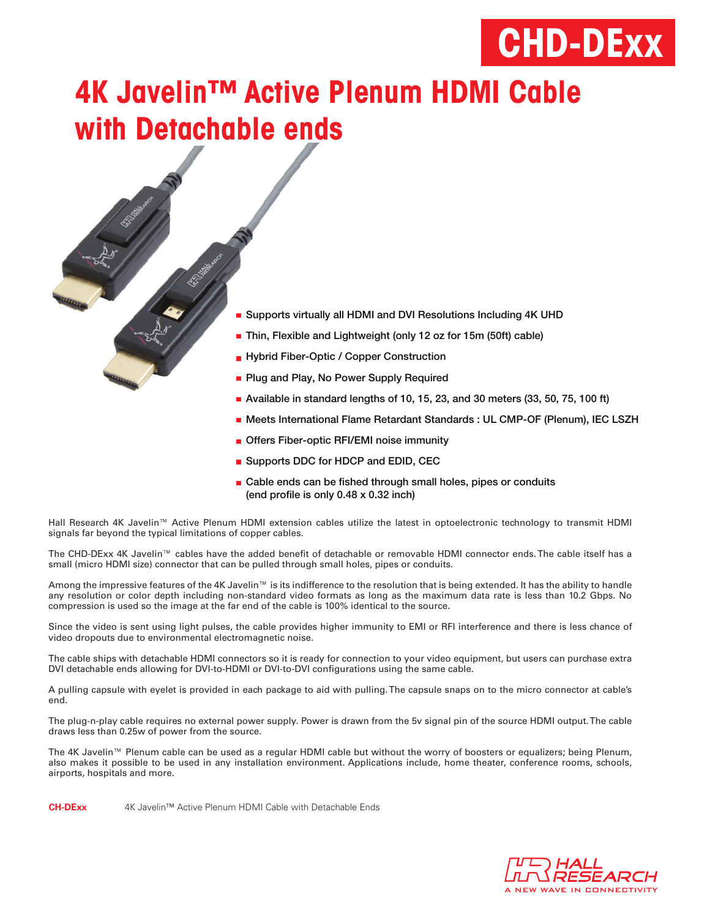# CHD-DExx

# 4K Javelin™ Active Plenum HDMI Cable with Detachable ends

- Supports virtually all HDMI and DVI Resolutions Including 4K UHD
- Thin, Flexible and Lightweight (only 12 oz for 15m (50ft) cable)
- Hybrid Fiber-Optic / Copper Construction
- Plug and Play, No Power Supply Required
- Available in standard lengths of 10, 15, 23, and 30 meters (33, 50, 75, 100 ft)
- Meets International Flame Retardant Standards : UL CMP-OF (Plenum), IEC LSZH
- Offers Fiber-optic RFI/EMI noise immunity
- Supports DDC for HDCP and EDID, CEC
- Cable ends can be fished through small holes, pipes or conduits (end profile is only 0.48 x 0.32 inch)

Hall Research 4K Javelin™ Active Plenum HDMI extension cables utilize the latest in optoelectronic technology to transmit HDMI signals far beyond the typical limitations of copper cables.

The CHD-DExx 4K Javelin™ cables have the added benefit of detachable or removable HDMI connector ends. The cable itself has a small (micro HDMI size) connector that can be pulled through small holes, pipes or conduits.

Among the impressive features of the 4K Javelin™ is its indifference to the resolution that is being extended. It has the ability to handle any resolution or color depth including non-standard video formats as long as the maximum data rate is less than 10.2 Gbps. No compression is used so the image at the far end of the cable is 100% identical to the source.

Since the video is sent using light pulses, the cable provides higher immunity to EMI or RFI interference and there is less chance of video dropouts due to environmental electromagnetic noise.

The cable ships with detachable HDMI connectors so it is ready for connection to your video equipment, but users can purchase extra DVI detachable ends allowing for DVI-to-HDMI or DVI-to-DVI configurations using the same cable.

A pulling capsule with eyelet is provided in each package to aid with pulling. The capsule snaps on to the micro connector at cable's end.

The plug-n-play cable requires no external power supply. Power is drawn from the 5v signal pin of the source HDMI output. The cable draws less than 0.25w of power from the source.

The 4K Javelin™ Plenum cable can be used as a regular HDMI cable but without the worry of boosters or equalizers; being Plenum, also makes it possible to be used in any installation environment. Applications include, home theater, conference rooms, schools, airports, hospitals and more.

| | |
|---|---|
| **CH-DExx** | 4K Javelin™ Active Plenum HDMI Cable with Detachable Ends |

HALL RESEARCH
A NEW WAVE IN CONNECTIVITY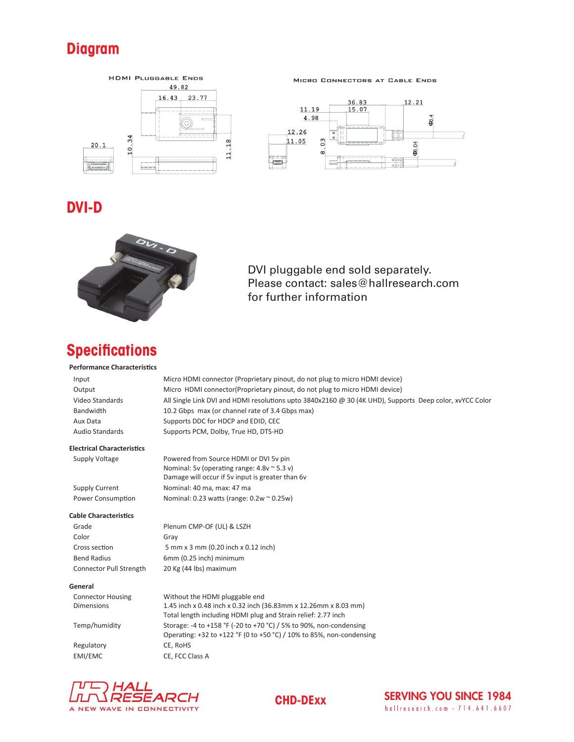## Diagram

HDMI Pluggable Ends

49.82
16.43
23.77
20.1
10.34
11.18

Micro Connectors at Cable Ends

36.83
15.07
12.21
11.19
4.98
Φ8.4
12.26
11.05
8.03
Φ6.04

## DVI-D

DVI pluggable end sold separately.
Please contact: sales@hallresearch.com
for further information

## Specifications

**Performance Characteristics**

| | |
|---|---|
| Input | Micro HDMI connector (Proprietary pinout, do not plug to micro HDMI device) |
| Output | Micro HDMI connector(Proprietary pinout, do not plug to micro HDMI device) |
| Video Standards | All Single Link DVI and HDMI resolutions upto 3840x2160 @ 30 (4K UHD), Supports Deep color, xvYCC Color |
| Bandwidth | 10.2 Gbps max (or channel rate of 3.4 Gbps max) |
| Aux Data | Supports DDC for HDCP and EDID, CEC |
| Audio Standards | Supports PCM, Dolby, True HD, DTS-HD |

**Electrical Characteristics**

| | |
|---|---|
| Supply Voltage | Powered from Source HDMI or DVI 5v pin<br>Nominal: 5v (operating range: 4.8v ~ 5.3 v)<br>Damage will occur if 5v input is greater than 6v |
| Supply Current | Nominal: 40 ma, max: 47 ma |
| Power Consumption | Nominal: 0.23 watts (range: 0.2w ~ 0.25w) |

**Cable Characteristics**

| | |
|---|---|
| Grade | Plenum CMP-OF (UL) & LSZH |
| Color | Gray |
| Cross section | 5 mm x 3 mm (0.20 inch x 0.12 inch) |
| Bend Radius | 6mm (0.25 inch) minimum |
| Connector Pull Strength | 20 Kg (44 lbs) maximum |

**General**

| | |
|---|---|
| Connector Housing Dimensions | Without the HDMI pluggable end<br>1.45 inch x 0.48 inch x 0.32 inch (36.83mm x 12.26mm x 8.03 mm)<br>Total length including HDMI plug and Strain relief: 2.77 inch |
| Temp/humidity | Storage: -4 to +158 °F (-20 to +70 °C) / 5% to 90%, non-condensing<br>Operating: +32 to +122 °F (0 to +50 °C) / 10% to 85%, non-condensing |
| Regulatory | CE, RoHS |
| EMI/EMC | CE, FCC Class A |

HALL RESEARCH
A NEW WAVE IN CONNECTIVITY

CHD-DExx

SERVING YOU SINCE 1984
hallresearch.com · 714.641.6607